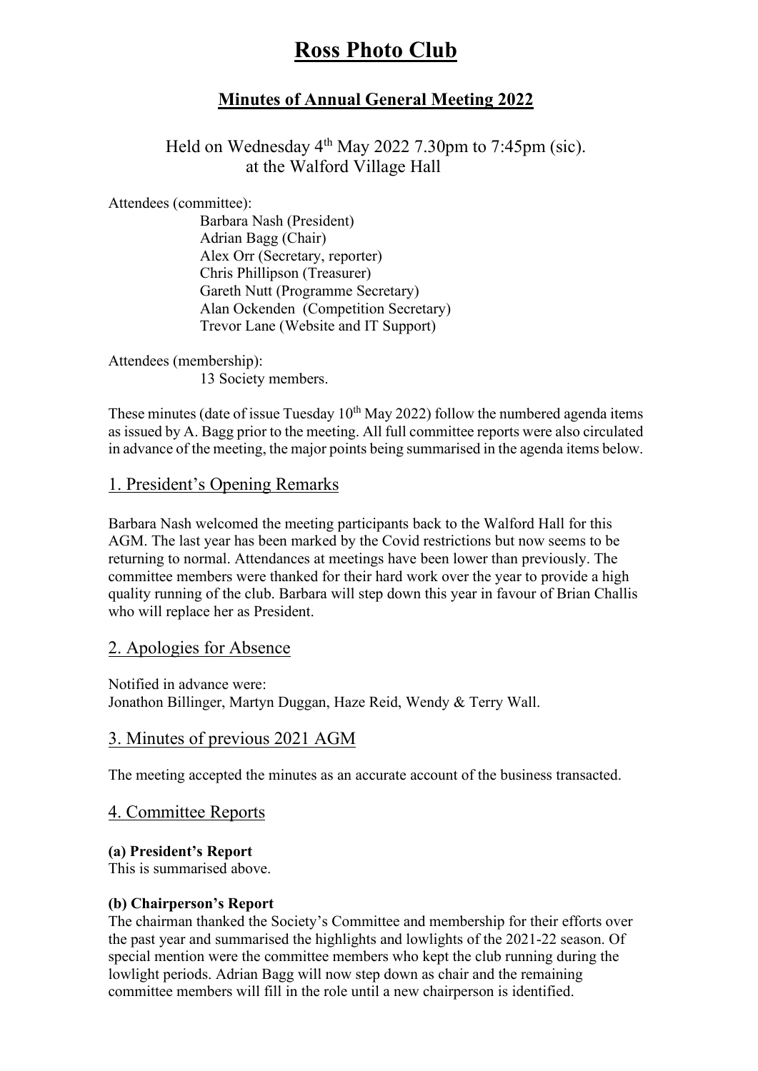# Ross Photo Club

## Minutes of Annual General Meeting 2022

Held on Wednesday 4th May 2022 7.30pm to 7:45pm (sic).
at the Walford Village Hall

Attendees (committee):

Barbara Nash (President)
Adrian Bagg (Chair)
Alex Orr (Secretary, reporter)
Chris Phillipson (Treasurer)
Gareth Nutt (Programme Secretary)
Alan Ockenden (Competition Secretary)
Trevor Lane (Website and IT Support)

Attendees (membership):

13 Society members.

These minutes (date of issue Tuesday 10th May 2022) follow the numbered agenda items as issued by A. Bagg prior to the meeting. All full committee reports were also circulated in advance of the meeting, the major points being summarised in the agenda items below.

### 1. President's Opening Remarks

Barbara Nash welcomed the meeting participants back to the Walford Hall for this AGM. The last year has been marked by the Covid restrictions but now seems to be returning to normal. Attendances at meetings have been lower than previously. The committee members were thanked for their hard work over the year to provide a high quality running of the club. Barbara will step down this year in favour of Brian Challis who will replace her as President.

### 2. Apologies for Absence

Notified in advance were:
Jonathon Billinger, Martyn Duggan, Haze Reid, Wendy & Terry Wall.

### 3. Minutes of previous 2021 AGM

The meeting accepted the minutes as an accurate account of the business transacted.

### 4. Committee Reports

**(a) President's Report**
This is summarised above.

**(b) Chairperson's Report**
The chairman thanked the Society's Committee and membership for their efforts over the past year and summarised the highlights and lowlights of the 2021-22 season. Of special mention were the committee members who kept the club running during the lowlight periods. Adrian Bagg will now step down as chair and the remaining committee members will fill in the role until a new chairperson is identified.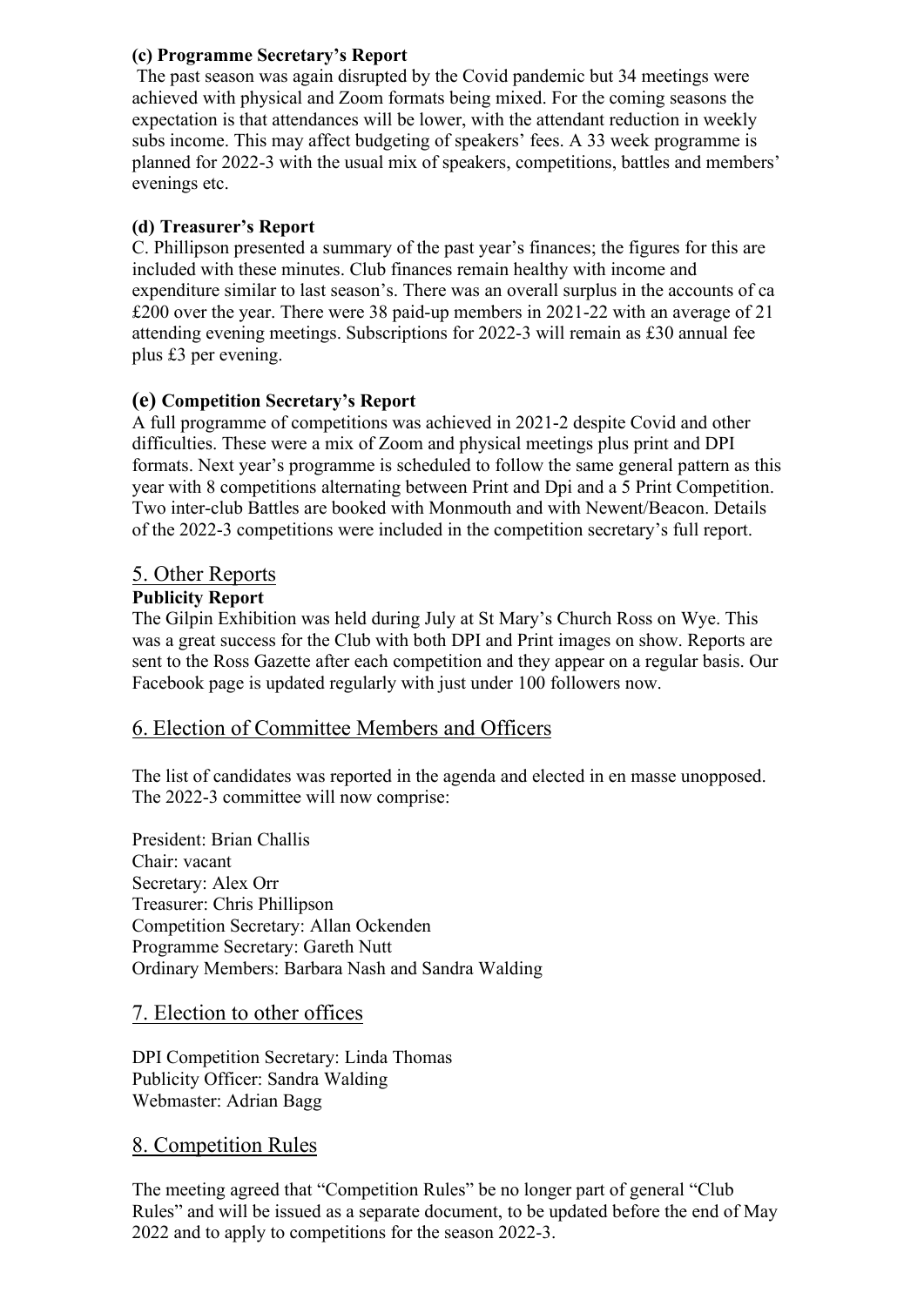**(c) Programme Secretary's Report**

The past season was again disrupted by the Covid pandemic but 34 meetings were achieved with physical and Zoom formats being mixed. For the coming seasons the expectation is that attendances will be lower, with the attendant reduction in weekly subs income. This may affect budgeting of speakers' fees. A 33 week programme is planned for 2022-3 with the usual mix of speakers, competitions, battles and members' evenings etc.

**(d) Treasurer's Report**

C. Phillipson presented a summary of the past year's finances; the figures for this are included with these minutes. Club finances remain healthy with income and expenditure similar to last season's. There was an overall surplus in the accounts of ca £200 over the year. There were 38 paid-up members in 2021-22 with an average of 21 attending evening meetings. Subscriptions for 2022-3 will remain as £30 annual fee plus £3 per evening.

**(e) Competition Secretary's Report**

A full programme of competitions was achieved in 2021-2 despite Covid and other difficulties. These were a mix of Zoom and physical meetings plus print and DPI formats. Next year's programme is scheduled to follow the same general pattern as this year with 8 competitions alternating between Print and Dpi and a 5 Print Competition. Two inter-club Battles are booked with Monmouth and with Newent/Beacon. Details of the 2022-3 competitions were included in the competition secretary's full report.

## 5. Other Reports

**Publicity Report**

The Gilpin Exhibition was held during July at St Mary's Church Ross on Wye. This was a great success for the Club with both DPI and Print images on show. Reports are sent to the Ross Gazette after each competition and they appear on a regular basis. Our Facebook page is updated regularly with just under 100 followers now.

## 6. Election of Committee Members and Officers

The list of candidates was reported in the agenda and elected in en masse unopposed. The 2022-3 committee will now comprise:

President: Brian Challis
Chair: vacant
Secretary: Alex Orr
Treasurer: Chris Phillipson
Competition Secretary: Allan Ockenden
Programme Secretary: Gareth Nutt
Ordinary Members: Barbara Nash and Sandra Walding

## 7. Election to other offices

DPI Competition Secretary: Linda Thomas
Publicity Officer: Sandra Walding
Webmaster: Adrian Bagg

## 8. Competition Rules

The meeting agreed that "Competition Rules" be no longer part of general "Club Rules" and will be issued as a separate document, to be updated before the end of May 2022 and to apply to competitions for the season 2022-3.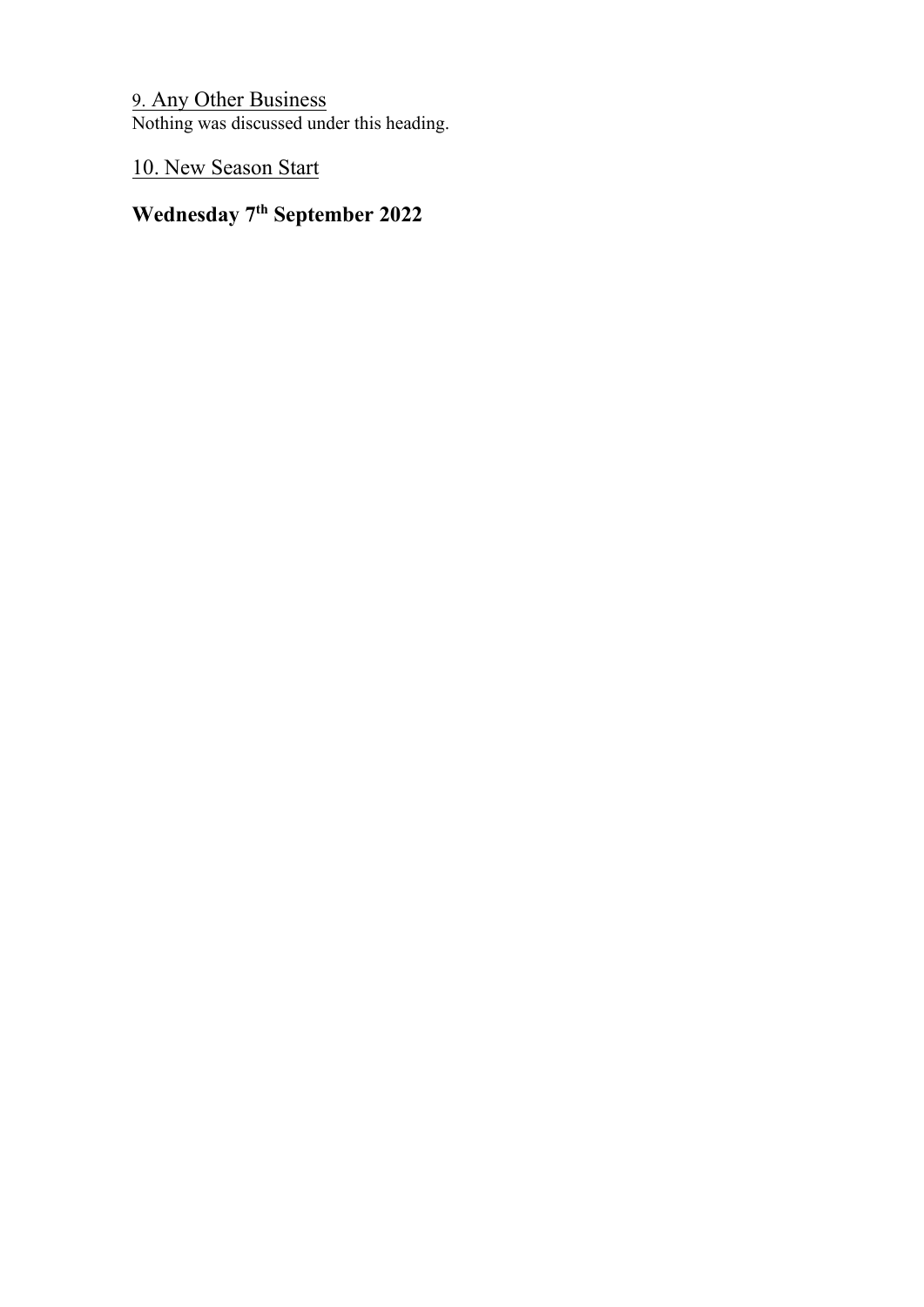9. Any Other Business

Nothing was discussed under this heading.

10. New Season Start

**Wednesday 7th September 2022**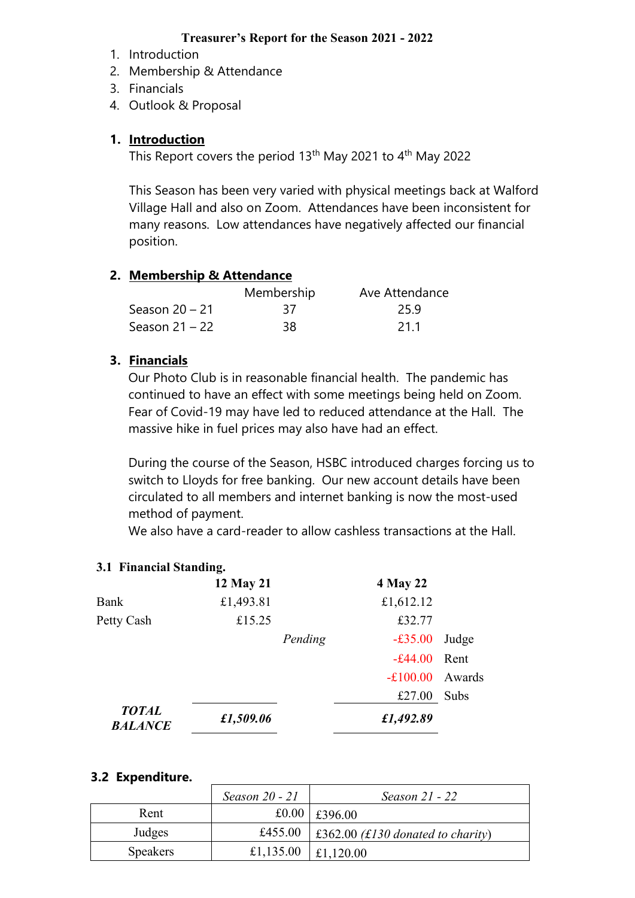**Treasurer's Report for the Season 2021 - 2022**

1. Introduction
2. Membership & Attendance
3. Financials
4. Outlook & Proposal

## 1. Introduction

This Report covers the period 13th May 2021 to 4th May 2022

This Season has been very varied with physical meetings back at Walford Village Hall and also on Zoom. Attendances have been inconsistent for many reasons. Low attendances have negatively affected our financial position.

## 2. Membership & Attendance

| | Membership | Ave Attendance |
|---|---|---|
| Season 20 – 21 | 37 | 25.9 |
| Season 21 – 22 | 38 | 21.1 |

## 3. Financials

Our Photo Club is in reasonable financial health. The pandemic has continued to have an effect with some meetings being held on Zoom. Fear of Covid-19 may have led to reduced attendance at the Hall. The massive hike in fuel prices may also have had an effect.

During the course of the Season, HSBC introduced charges forcing us to switch to Lloyds for free banking. Our new account details have been circulated to all members and internet banking is now the most-used method of payment.
We also have a card-reader to allow cashless transactions at the Hall.

### 3.1 Financial Standing.

| | 12 May 21 | | 4 May 22 | |
|---|---|---|---|---|
| Bank | £1,493.81 | | £1,612.12 | |
| Petty Cash | £15.25 | | £32.77 | |
| | | *Pending* | -£35.00 | Judge |
| | | | -£44.00 | Rent |
| | | | -£100.00 | Awards |
| | | | £27.00 | Subs |
| ***TOTAL BALANCE*** | ***£1,509.06*** | | ***£1,492.89*** | |

### 3.2 Expenditure.

| | *Season 20 - 21* | *Season 21 - 22* |
|---|---|---|
| Rent | £0.00 | £396.00 |
| Judges | £455.00 | £362.00 *(£130 donated to charity)* |
| Speakers | £1,135.00 | £1,120.00 |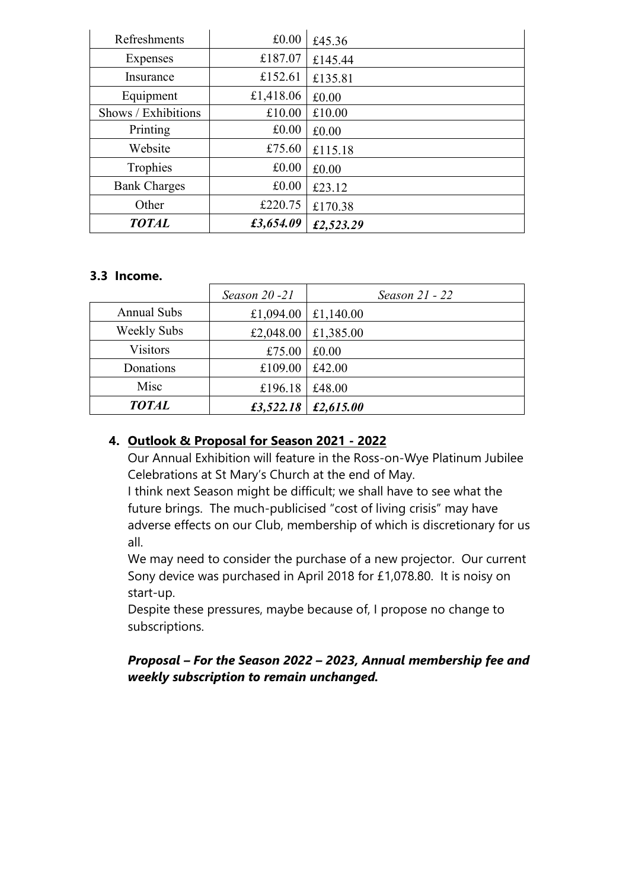| | | |
|---|---|---|
| Refreshments | £0.00 | £45.36 |
| Expenses | £187.07 | £145.44 |
| Insurance | £152.61 | £135.81 |
| Equipment | £1,418.06 | £0.00 |
| Shows / Exhibitions | £10.00 | £10.00 |
| Printing | £0.00 | £0.00 |
| Website | £75.60 | £115.18 |
| Trophies | £0.00 | £0.00 |
| Bank Charges | £0.00 | £23.12 |
| Other | £220.75 | £170.38 |
| ***TOTAL*** | ***£3,654.09*** | ***£2,523.29*** |

### 3.3 Income.

| | *Season 20 -21* | *Season 21 - 22* |
|---|---|---|
| Annual Subs | £1,094.00 | £1,140.00 |
| Weekly Subs | £2,048.00 | £1,385.00 |
| Visitors | £75.00 | £0.00 |
| Donations | £109.00 | £42.00 |
| Misc | £196.18 | £48.00 |
| ***TOTAL*** | ***£3,522.18*** | ***£2,615.00*** |

## 4. Outlook & Proposal for Season 2021 - 2022

Our Annual Exhibition will feature in the Ross-on-Wye Platinum Jubilee Celebrations at St Mary's Church at the end of May.

I think next Season might be difficult; we shall have to see what the future brings. The much-publicised "cost of living crisis" may have adverse effects on our Club, membership of which is discretionary for us all.

We may need to consider the purchase of a new projector. Our current Sony device was purchased in April 2018 for £1,078.80. It is noisy on start-up.

Despite these pressures, maybe because of, I propose no change to subscriptions.

***Proposal – For the Season 2022 – 2023, Annual membership fee and weekly subscription to remain unchanged.***